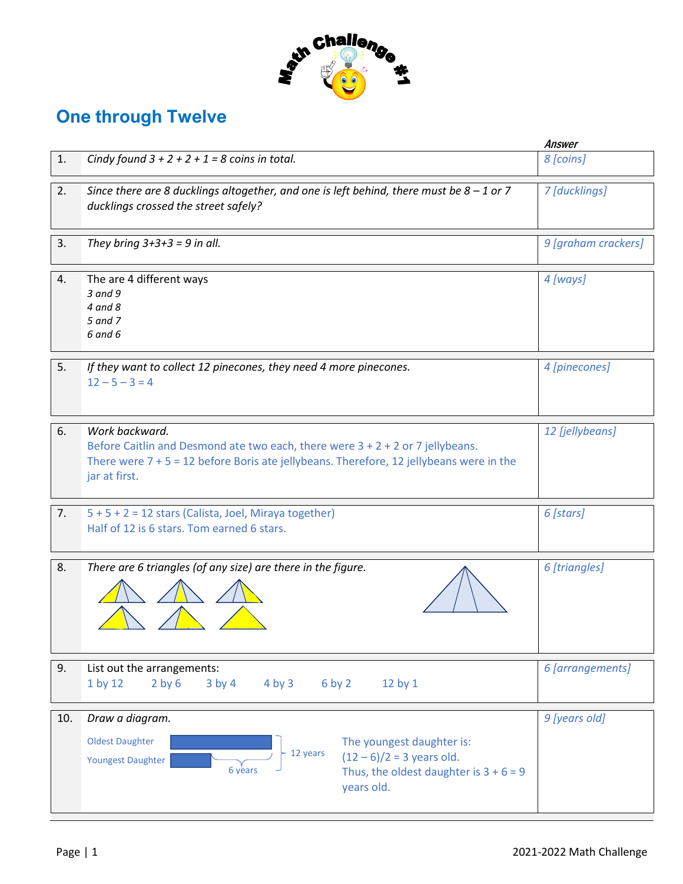# One through Twelve

| | | Answer |
|---|---|---|
| 1. | *Cindy found 3 + 2 + 2 + 1 = 8 coins in total.* | *8 [coins]* |
| 2. | *Since there are 8 ducklings altogether, and one is left behind, there must be 8 – 1 or 7 ducklings crossed the street safely?* | *7 [ducklings]* |
| 3. | *They bring 3+3+3 = 9 in all.* | *9 [graham crackers]* |
| 4. | The are 4 different ways<br>*3 and 9*<br>*4 and 8*<br>*5 and 7*<br>*6 and 6* | *4 [ways]* |
| 5. | *If they want to collect 12 pinecones, they need 4 more pinecones.*<br>12 – 5 – 3 = 4 | *4 [pinecones]* |
| 6. | *Work backward.*<br>Before Caitlin and Desmond ate two each, there were 3 + 2 + 2 or 7 jellybeans.<br>There were 7 + 5 = 12 before Boris ate jellybeans. Therefore, 12 jellybeans were in the jar at first. | *12 [jellybeans]* |
| 7. | 5 + 5 + 2 = 12 stars (Calista, Joel, Miraya together)<br>Half of 12 is 6 stars. Tom earned 6 stars. | *6 [stars]* |
| 8. | *There are 6 triangles (of any size) are there in the figure.* | *6 [triangles]* |
| 9. | List out the arrangements:<br>1 by 12 &nbsp; 2 by 6 &nbsp; 3 by 4 &nbsp; 4 by 3 &nbsp; 6 by 2 &nbsp; 12 by 1 | *6 [arrangements]* |
| 10. | *Draw a diagram.*<br>Oldest Daughter<br>Youngest Daughter<br>6 years<br>12 years<br>The youngest daughter is:<br>(12 – 6)/2 = 3 years old.<br>Thus, the oldest daughter is 3 + 6 = 9 years old. | *9 [years old]* |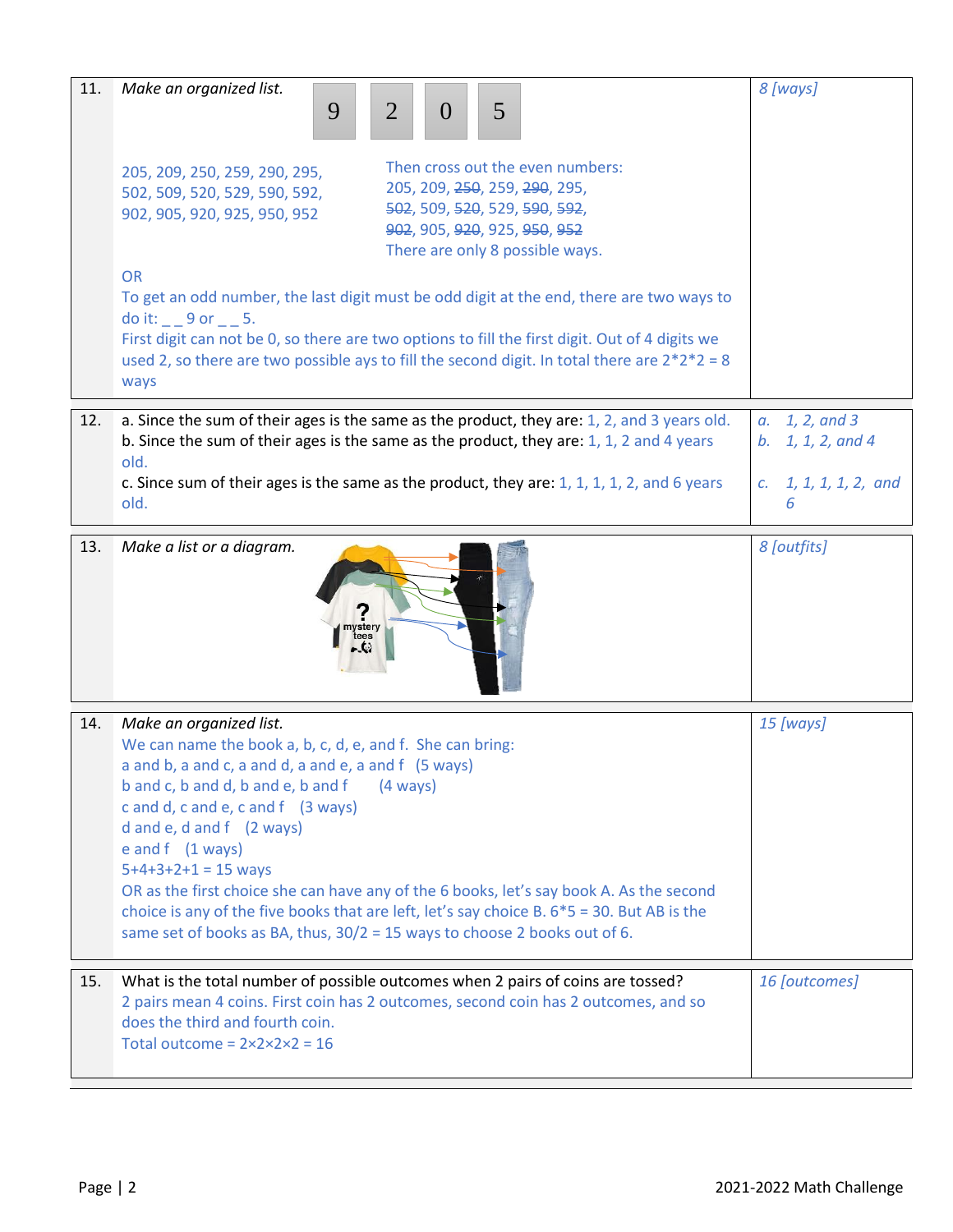| | | |
|---|---|---|
| 11. | *Make an organized list.* 9 2 0 5<br><br>205, 209, 250, 259, 290, 295,<br>502, 509, 520, 529, 590, 592,<br>902, 905, 920, 925, 950, 952<br><br>Then cross out the even numbers:<br>205, 209, ~~250~~, 259, ~~290~~, 295,<br>~~502~~, 509, ~~520~~, 529, ~~590~~, ~~592~~,<br>~~902~~, 905, ~~920~~, 925, ~~950~~, ~~952~~<br>There are only 8 possible ways.<br><br>OR<br>To get an odd number, the last digit must be odd digit at the end, there are two ways to do it: _ _ 9 or _ _ 5.<br>First digit can not be 0, so there are two options to fill the first digit. Out of 4 digits we used 2, so there are two possible ays to fill the second digit. In total there are 2*2*2 = 8 ways | *8 [ways]* |
| 12. | a. Since the sum of their ages is the same as the product, they are: 1, 2, and 3 years old.<br>b. Since the sum of their ages is the same as the product, they are: 1, 1, 2 and 4 years old.<br>c. Since sum of their ages is the same as the product, they are: 1, 1, 1, 1, 2, and 6 years old. | *a. 1, 2, and 3*<br>*b. 1, 1, 2, and 4*<br>*c. 1, 1, 1, 1, 2, and 6* |
| 13. | *Make a list or a diagram.* | *8 [outfits]* |
| 14. | *Make an organized list.*<br>We can name the book a, b, c, d, e, and f. She can bring:<br>a and b, a and c, a and d, a and e, a and f (5 ways)<br>b and c, b and d, b and e, b and f (4 ways)<br>c and d, c and e, c and f (3 ways)<br>d and e, d and f (2 ways)<br>e and f (1 ways)<br>5+4+3+2+1 = 15 ways<br>OR as the first choice she can have any of the 6 books, let's say book A. As the second choice is any of the five books that are left, let's say choice B. 6*5 = 30. But AB is the same set of books as BA, thus, 30/2 = 15 ways to choose 2 books out of 6. | *15 [ways]* |
| 15. | What is the total number of possible outcomes when 2 pairs of coins are tossed?<br>2 pairs mean 4 coins. First coin has 2 outcomes, second coin has 2 outcomes, and so does the third and fourth coin.<br>Total outcome = $2 \times 2 \times 2 \times 2 = 16$ | *16 [outcomes]* |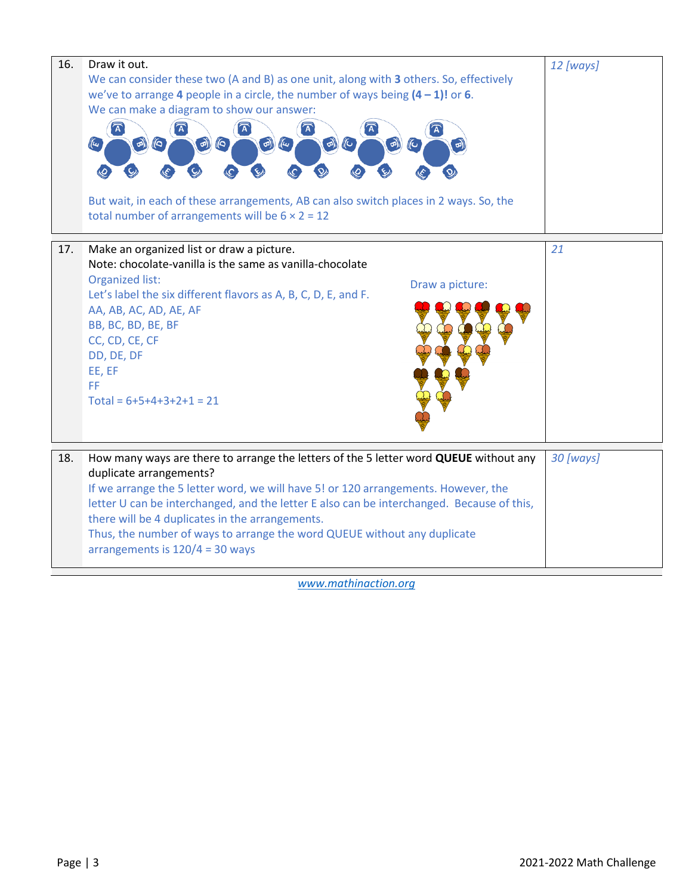| | | |
|---|---|---|
| 16. | Draw it out.<br>We can consider these two (A and B) as one unit, along with **3** others. So, effectively we've to arrange **4** people in a circle, the number of ways being **(4 – 1)!** or **6**.<br>We can make a diagram to show our answer:<br>But wait, in each of these arrangements, AB can also switch places in 2 ways. So, the total number of arrangements will be 6 × 2 = 12 | *12 [ways]* |
| 17. | Make an organized list or draw a picture.<br>Note: chocolate-vanilla is the same as vanilla-chocolate<br>Organized list:<br>Let's label the six different flavors as A, B, C, D, E, and F.<br>AA, AB, AC, AD, AE, AF<br>BB, BC, BD, BE, BF<br>CC, CD, CE, CF<br>DD, DE, DF<br>EE, EF<br>FF<br>Total = 6+5+4+3+2+1 = 21<br>Draw a picture: | *21* |
| 18. | How many ways are there to arrange the letters of the 5 letter word **QUEUE** without any duplicate arrangements?<br>If we arrange the 5 letter word, we will have 5! or 120 arrangements. However, the letter U can be interchanged, and the letter E also can be interchanged. Because of this, there will be 4 duplicates in the arrangements.<br>Thus, the number of ways to arrange the word QUEUE without any duplicate arrangements is 120/4 = 30 ways | *30 [ways]* |

www.mathinaction.org